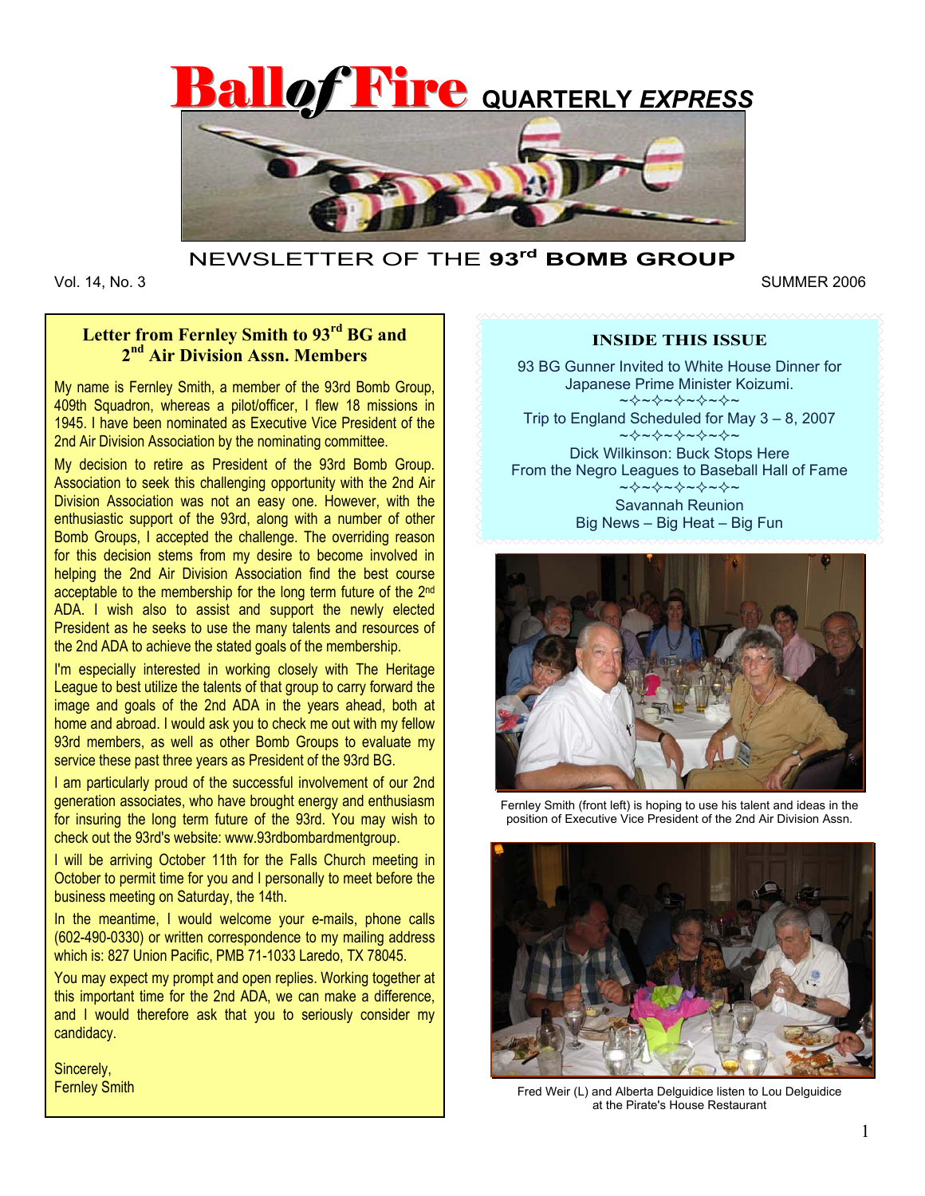# Ball of Fire QUARTERLY *EXPRESS*

NEWSLETTER OF THE **93rd BOMB GROUP**

Vol. 14, No. 3 SUMMER 2006

## Letter from Fernley Smith to 93rd BG and 2nd Air Division Assn. Members

My name is Fernley Smith, a member of the 93rd Bomb Group, 409th Squadron, whereas a pilot/officer, I flew 18 missions in 1945. I have been nominated as Executive Vice President of the 2nd Air Division Association by the nominating committee.

My decision to retire as President of the 93rd Bomb Group. Association to seek this challenging opportunity with the 2nd Air Division Association was not an easy one. However, with the enthusiastic support of the 93rd, along with a number of other Bomb Groups, I accepted the challenge. The overriding reason for this decision stems from my desire to become involved in helping the 2nd Air Division Association find the best course acceptable to the membership for the long term future of the 2nd ADA. I wish also to assist and support the newly elected President as he seeks to use the many talents and resources of the 2nd ADA to achieve the stated goals of the membership.

I'm especially interested in working closely with The Heritage League to best utilize the talents of that group to carry forward the image and goals of the 2nd ADA in the years ahead, both at home and abroad. I would ask you to check me out with my fellow 93rd members, as well as other Bomb Groups to evaluate my service these past three years as President of the 93rd BG.

I am particularly proud of the successful involvement of our 2nd generation associates, who have brought energy and enthusiasm for insuring the long term future of the 93rd. You may wish to check out the 93rd's website: www.93rdbombardmentgroup.

I will be arriving October 11th for the Falls Church meeting in October to permit time for you and I personally to meet before the business meeting on Saturday, the 14th.

In the meantime, I would welcome your e-mails, phone calls (602-490-0330) or written correspondence to my mailing address which is: 827 Union Pacific, PMB 71-1033 Laredo, TX 78045.

You may expect my prompt and open replies. Working together at this important time for the 2nd ADA, we can make a difference, and I would therefore ask that you to seriously consider my candidacy.

Sincerely,
Fernley Smith

## INSIDE THIS ISSUE

93 BG Gunner Invited to White House Dinner for Japanese Prime Minister Koizumi.

Trip to England Scheduled for May 3 – 8, 2007

Dick Wilkinson: Buck Stops Here
From the Negro Leagues to Baseball Hall of Fame

Savannah Reunion
Big News – Big Heat – Big Fun

Fernley Smith (front left) is hoping to use his talent and ideas in the position of Executive Vice President of the 2nd Air Division Assn.

Fred Weir (L) and Alberta Delguidice listen to Lou Delguidice at the Pirate's House Restaurant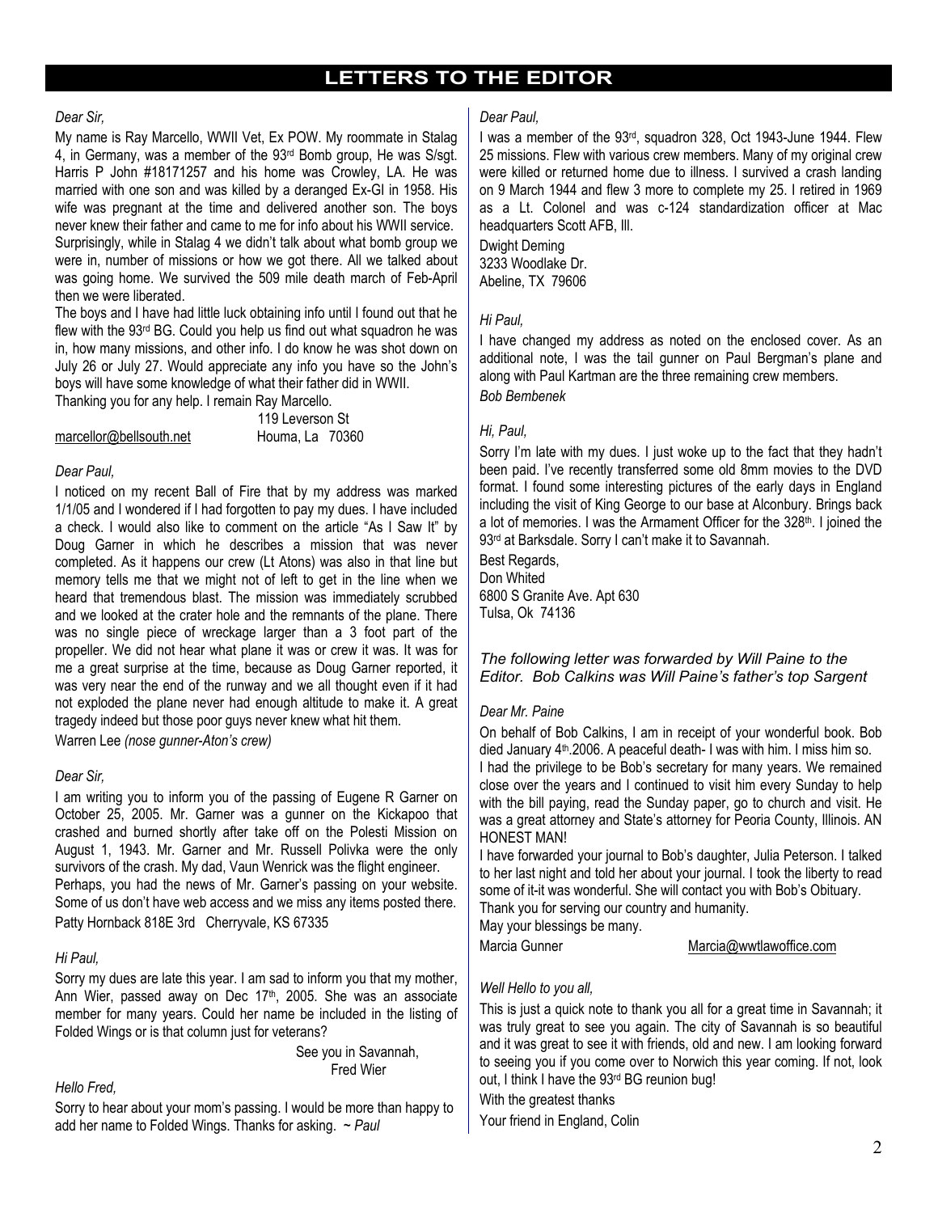# LETTERS TO THE EDITOR

*Dear Sir,*

My name is Ray Marcello, WWII Vet, Ex POW. My roommate in Stalag 4, in Germany, was a member of the 93rd Bomb group, He was S/sgt. Harris P John #18171257 and his home was Crowley, LA. He was married with one son and was killed by a deranged Ex-GI in 1958. His wife was pregnant at the time and delivered another son. The boys never knew their father and came to me for info about his WWII service. Surprisingly, while in Stalag 4 we didn't talk about what bomb group we were in, number of missions or how we got there. All we talked about was going home. We survived the 509 mile death march of Feb-April then we were liberated.

The boys and I have had little luck obtaining info until I found out that he flew with the 93rd BG. Could you help us find out what squadron he was in, how many missions, and other info. I do know he was shot down on July 26 or July 27. Would appreciate any info you have so the John's boys will have some knowledge of what their father did in WWII.

Thanking you for any help. I remain Ray Marcello.

119 Leverson St
marcellor@bellsouth.net Houma, La 70360

*Dear Paul,*

I noticed on my recent Ball of Fire that by my address was marked 1/1/05 and I wondered if I had forgotten to pay my dues. I have included a check. I would also like to comment on the article "As I Saw It" by Doug Garner in which he describes a mission that was never completed. As it happens our crew (Lt Atons) was also in that line but memory tells me that we might not of left to get in the line when we heard that tremendous blast. The mission was immediately scrubbed and we looked at the crater hole and the remnants of the plane. There was no single piece of wreckage larger than a 3 foot part of the propeller. We did not hear what plane it was or crew it was. It was for me a great surprise at the time, because as Doug Garner reported, it was very near the end of the runway and we all thought even if it had not exploded the plane never had enough altitude to make it. A great tragedy indeed but those poor guys never knew what hit them.

Warren Lee *(nose gunner-Aton's crew)*

*Dear Sir,*

I am writing you to inform you of the passing of Eugene R Garner on October 25, 2005. Mr. Garner was a gunner on the Kickapoo that crashed and burned shortly after take off on the Polesti Mission on August 1, 1943. Mr. Garner and Mr. Russell Polivka were the only survivors of the crash. My dad, Vaun Wenrick was the flight engineer.

Perhaps, you had the news of Mr. Garner's passing on your website. Some of us don't have web access and we miss any items posted there.

Patty Hornback 818E 3rd Cherryvale, KS 67335

*Hi Paul,*

Sorry my dues are late this year. I am sad to inform you that my mother, Ann Wier, passed away on Dec 17th, 2005. She was an associate member for many years. Could her name be included in the listing of Folded Wings or is that column just for veterans?

See you in Savannah,
Fred Wier

*Hello Fred,*

Sorry to hear about your mom's passing. I would be more than happy to add her name to Folded Wings. Thanks for asking. ~ *Paul*

*Dear Paul,*

I was a member of the 93rd, squadron 328, Oct 1943-June 1944. Flew 25 missions. Flew with various crew members. Many of my original crew were killed or returned home due to illness. I survived a crash landing on 9 March 1944 and flew 3 more to complete my 25. I retired in 1969 as a Lt. Colonel and was c-124 standardization officer at Mac headquarters Scott AFB, Ill.

Dwight Deming
3233 Woodlake Dr.
Abeline, TX 79606

*Hi Paul,*

I have changed my address as noted on the enclosed cover. As an additional note, I was the tail gunner on Paul Bergman's plane and along with Paul Kartman are the three remaining crew members.

*Bob Bembenek*

*Hi, Paul,*

Sorry I'm late with my dues. I just woke up to the fact that they hadn't been paid. I've recently transferred some old 8mm movies to the DVD format. I found some interesting pictures of the early days in England including the visit of King George to our base at Alconbury. Brings back a lot of memories. I was the Armament Officer for the 328th. I joined the 93rd at Barksdale. Sorry I can't make it to Savannah.

Best Regards,
Don Whited
6800 S Granite Ave. Apt 630
Tulsa, Ok 74136

*The following letter was forwarded by Will Paine to the Editor. Bob Calkins was Will Paine's father's top Sargent*

*Dear Mr. Paine*

On behalf of Bob Calkins, I am in receipt of your wonderful book. Bob died January 4th.2006. A peaceful death- I was with him. I miss him so.

I had the privilege to be Bob's secretary for many years. We remained close over the years and I continued to visit him every Sunday to help with the bill paying, read the Sunday paper, go to church and visit. He was a great attorney and State's attorney for Peoria County, Illinois. AN HONEST MAN!

I have forwarded your journal to Bob's daughter, Julia Peterson. I talked to her last night and told her about your journal. I took the liberty to read some of it-it was wonderful. She will contact you with Bob's Obituary.

Thank you for serving our country and humanity.

May your blessings be many.

Marcia Gunner Marcia@wwtlawoffice.com

*Well Hello to you all,*

This is just a quick note to thank you all for a great time in Savannah; it was truly great to see you again. The city of Savannah is so beautiful and it was great to see it with friends, old and new. I am looking forward to seeing you if you come over to Norwich this year coming. If not, look out, I think I have the 93rd BG reunion bug!

With the greatest thanks

Your friend in England, Colin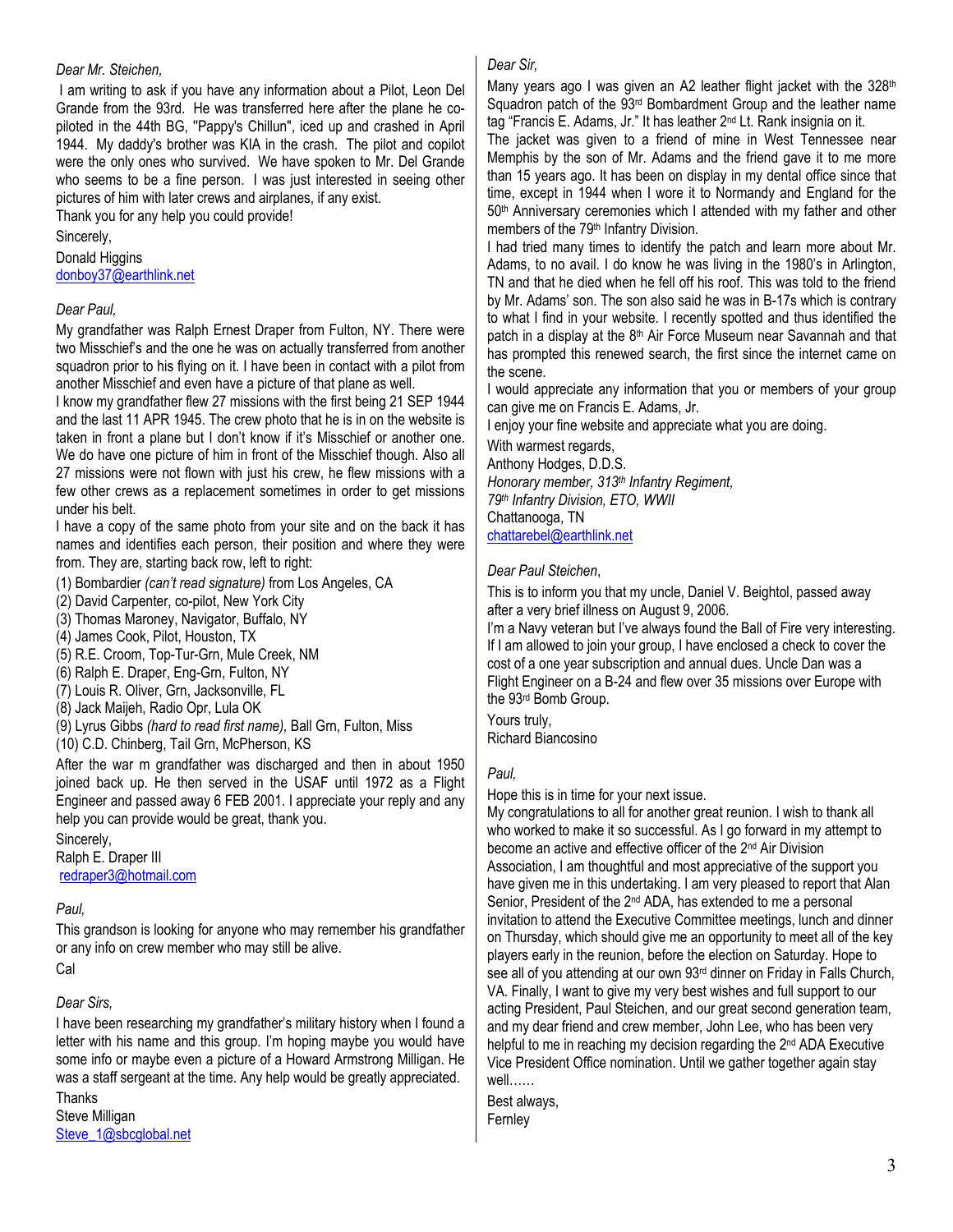*Dear Mr. Steichen,*

I am writing to ask if you have any information about a Pilot, Leon Del Grande from the 93rd. He was transferred here after the plane he co-piloted in the 44th BG, "Pappy's Chillun", iced up and crashed in April 1944. My daddy's brother was KIA in the crash. The pilot and copilot were the only ones who survived. We have spoken to Mr. Del Grande who seems to be a fine person. I was just interested in seeing other pictures of him with later crews and airplanes, if any exist.

Thank you for any help you could provide!

Sincerely,

Donald Higgins
donboy37@earthlink.net

*Dear Paul,*

My grandfather was Ralph Ernest Draper from Fulton, NY. There were two Misschief's and the one he was on was actually transferred from another squadron prior to his flying on it. I have been in contact with a pilot from another Misschief and even have a picture of that plane as well.

I know my grandfather flew 27 missions with the first being 21 SEP 1944 and the last 11 APR 1945. The crew photo that he is in on the website is taken in front a plane but I don't know if it's Misschief or another one. We do have one picture of him in front of the Misschief though. Also all 27 missions were not flown with just his crew, he flew missions with a few other crews as a replacement sometimes in order to get missions under his belt.

I have a copy of the same photo from your site and on the back it has names and identifies each person, their position and where they were from. They are, starting back row, left to right:

(1) Bombardier *(can't read signature)* from Los Angeles, CA
(2) David Carpenter, co-pilot, New York City
(3) Thomas Maroney, Navigator, Buffalo, NY
(4) James Cook, Pilot, Houston, TX
(5) R.E. Croom, Top-Tur-Grn, Mule Creek, NM
(6) Ralph E. Draper, Eng-Grn, Fulton, NY
(7) Louis R. Oliver, Grn, Jacksonville, FL
(8) Jack Maijeh, Radio Opr, Lula OK
(9) Lyrus Gibbs *(hard to read first name),* Ball Grn, Fulton, Miss
(10) C.D. Chinberg, Tail Grn, McPherson, KS

After the war m grandfather was discharged and then in about 1950 joined back up. He then served in the USAF until 1972 as a Flight Engineer and passed away 6 FEB 2001. I appreciate your reply and any help you can provide would be great, thank you.

Sincerely,

Ralph E. Draper III
redraper3@hotmail.com

*Paul,*

This grandson is looking for anyone who may remember his grandfather or any info on crew member who may still be alive.

Cal

*Dear Sirs,*

I have been researching my grandfather's military history when I found a letter with his name and this group. I'm hoping maybe you would have some info or maybe even a picture of a Howard Armstrong Milligan. He was a staff sergeant at the time. Any help would be greatly appreciated.

Thanks

Steve Milligan
Steve_1@sbcglobal.net

*Dear Sir,*

Many years ago I was given an A2 leather flight jacket with the 328th Squadron patch of the 93rd Bombardment Group and the leather name tag "Francis E. Adams, Jr." It has leather 2nd Lt. Rank insignia on it.

The jacket was given to a friend of mine in West Tennessee near Memphis by the son of Mr. Adams and the friend gave it to me more than 15 years ago. It has been on display in my dental office since that time, except in 1944 when I wore it to Normandy and England for the 50th Anniversary ceremonies which I attended with my father and other members of the 79th Infantry Division.

I had tried many times to identify the patch and learn more about Mr. Adams, to no avail. I do know he was living in the 1980's in Arlington, TN and that he died when he fell off his roof. This was told to the friend by Mr. Adams' son. The son also said he was in B-17s which is contrary to what I find in your website. I recently spotted and thus identified the patch in a display at the 8th Air Force Museum near Savannah and that has prompted this renewed search, the first since the internet came on the scene.

I would appreciate any information that you or members of your group can give me on Francis E. Adams, Jr.

I enjoy your fine website and appreciate what you are doing.

With warmest regards,

Anthony Hodges, D.D.S.
*Honorary member, 313th Infantry Regiment,*
*79th Infantry Division, ETO, WWII*
Chattanooga, TN
chattarebel@earthlink.net

*Dear Paul Steichen*,

This is to inform you that my uncle, Daniel V. Beightol, passed away after a very brief illness on August 9, 2006.

I'm a Navy veteran but I've always found the Ball of Fire very interesting. If I am allowed to join your group, I have enclosed a check to cover the cost of a one year subscription and annual dues. Uncle Dan was a Flight Engineer on a B-24 and flew over 35 missions over Europe with the 93rd Bomb Group.

Yours truly,

Richard Biancosino

*Paul,*

Hope this is in time for your next issue.

My congratulations to all for another great reunion. I wish to thank all who worked to make it so successful. As I go forward in my attempt to become an active and effective officer of the 2nd Air Division Association, I am thoughtful and most appreciative of the support you have given me in this undertaking. I am very pleased to report that Alan Senior, President of the 2nd ADA, has extended to me a personal invitation to attend the Executive Committee meetings, lunch and dinner on Thursday, which should give me an opportunity to meet all of the key players early in the reunion, before the election on Saturday. Hope to see all of you attending at our own 93rd dinner on Friday in Falls Church, VA. Finally, I want to give my very best wishes and full support to our acting President, Paul Steichen, and our great second generation team, and my dear friend and crew member, John Lee, who has been very helpful to me in reaching my decision regarding the 2nd ADA Executive Vice President Office nomination. Until we gather together again stay well……

Best always,

Fernley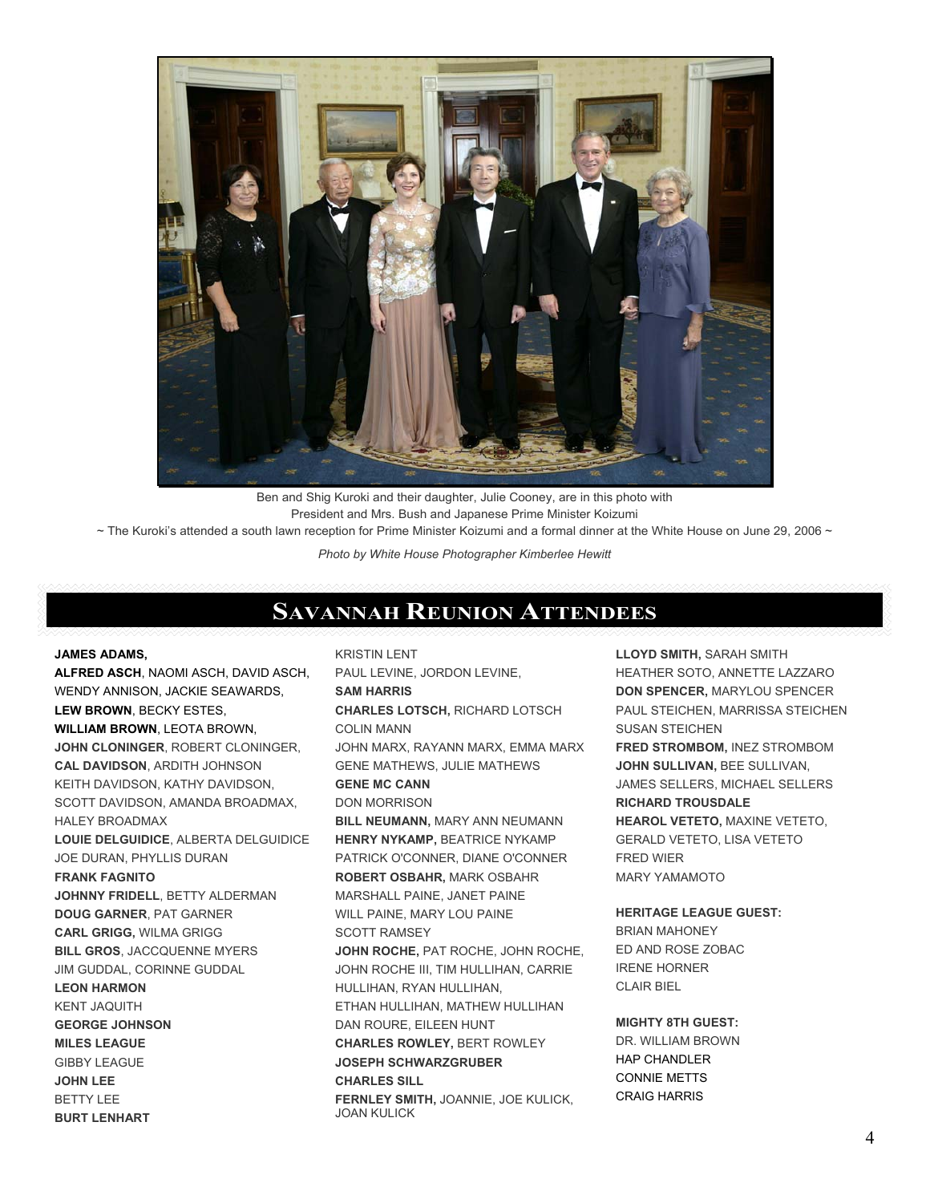Ben and Shig Kuroki and their daughter, Julie Cooney, are in this photo with President and Mrs. Bush and Japanese Prime Minister Koizumi

~ The Kuroki's attended a south lawn reception for Prime Minister Koizumi and a formal dinner at the White House on June 29, 2006 ~

*Photo by White House Photographer Kimberlee Hewitt*

## Savannah Reunion Attendees

**JAMES ADAMS,**
**ALFRED ASCH**, NAOMI ASCH, DAVID ASCH, WENDY ANNISON, JACKIE SEAWARDS,
**LEW BROWN**, BECKY ESTES,
**WILLIAM BROWN**, LEOTA BROWN,
**JOHN CLONINGER**, ROBERT CLONINGER,
**CAL DAVIDSON**, ARDITH JOHNSON
KEITH DAVIDSON, KATHY DAVIDSON,
SCOTT DAVIDSON, AMANDA BROADMAX,
HALEY BROADMAX
**LOUIE DELGUIDICE**, ALBERTA DELGUIDICE
JOE DURAN, PHYLLIS DURAN
**FRANK FAGNITO**
**JOHNNY FRIDELL**, BETTY ALDERMAN
**DOUG GARNER**, PAT GARNER
**CARL GRIGG,** WILMA GRIGG
**BILL GROS**, JACCQUENNE MYERS
JIM GUDDAL, CORINNE GUDDAL
**LEON HARMON**
KENT JAQUITH
**GEORGE JOHNSON**
**MILES LEAGUE**
GIBBY LEAGUE
**JOHN LEE**
BETTY LEE
**BURT LENHART**
KRISTIN LENT
PAUL LEVINE, JORDON LEVINE,
**SAM HARRIS**
**CHARLES LOTSCH,** RICHARD LOTSCH
COLIN MANN
JOHN MARX, RAYANN MARX, EMMA MARX
GENE MATHEWS, JULIE MATHEWS
**GENE MC CANN**
DON MORRISON
**BILL NEUMANN,** MARY ANN NEUMANN
**HENRY NYKAMP,** BEATRICE NYKAMP
PATRICK O'CONNER, DIANE O'CONNER
**ROBERT OSBAHR,** MARK OSBAHR
MARSHALL PAINE, JANET PAINE
WILL PAINE, MARY LOU PAINE
SCOTT RAMSEY
**JOHN ROCHE,** PAT ROCHE, JOHN ROCHE, JOHN ROCHE III, TIM HULLIHAN, CARRIE HULLIHAN, RYAN HULLIHAN,
ETHAN HULLIHAN, MATHEW HULLIHAN
DAN ROURE, EILEEN HUNT
**CHARLES ROWLEY,** BERT ROWLEY
**JOSEPH SCHWARZGRUBER**
**CHARLES SILL**
**FERNLEY SMITH,** JOANNIE, JOE KULICK, JOAN KULICK
**LLOYD SMITH,** SARAH SMITH
HEATHER SOTO, ANNETTE LAZZARO
**DON SPENCER,** MARYLOU SPENCER
PAUL STEICHEN, MARRISSA STEICHEN
SUSAN STEICHEN
**FRED STROMBOM,** INEZ STROMBOM
**JOHN SULLIVAN,** BEE SULLIVAN,
JAMES SELLERS, MICHAEL SELLERS
**RICHARD TROUSDALE**
**HEAROL VETETO,** MAXINE VETETO,
GERALD VETETO, LISA VETETO
FRED WIER
MARY YAMAMOTO

**HERITAGE LEAGUE GUEST:**
BRIAN MAHONEY
ED AND ROSE ZOBAC
IRENE HORNER
CLAIR BIEL

**MIGHTY 8TH GUEST:**
DR. WILLIAM BROWN
HAP CHANDLER
CONNIE METTS
CRAIG HARRIS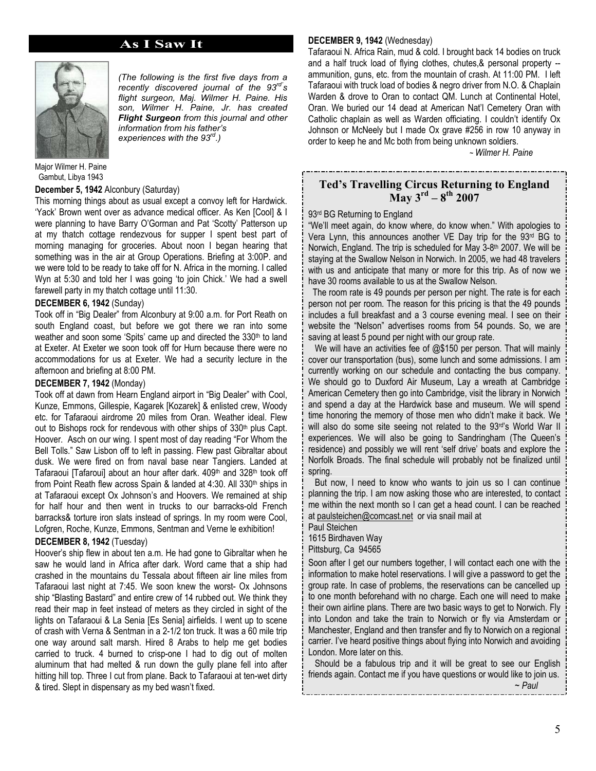## As I Saw It

*(The following is the first five days from a recently discovered journal of the 93rd's flight surgeon, Maj. Wilmer H. Paine. His son, Wilmer H. Paine, Jr. has created **Flight Surgeon** from this journal and other information from his father's experiences with the 93rd.)*

Major Wilmer H. Paine
Gambut, Libya 1943

**December 5, 1942** Alconbury (Saturday)

This morning things about as usual except a convoy left for Hardwick. 'Yack' Brown went over as advance medical officer. As Ken [Cool] & I were planning to have Barry O'Gorman and Pat 'Scotty' Patterson up at my thatch cottage rendezvous for supper I spent best part of morning managing for groceries. About noon I began hearing that something was in the air at Group Operations. Briefing at 3:00P. and we were told to be ready to take off for N. Africa in the morning. I called Wyn at 5:30 and told her I was going 'to join Chick.' We had a swell farewell party in my thatch cottage until 11:30.

**DECEMBER 6, 1942** (Sunday)

Took off in "Big Dealer" from Alconbury at 9:00 a.m. for Port Reath on south England coast, but before we got there we ran into some weather and soon some 'Spits' came up and directed the 330th to land at Exeter. At Exeter we soon took off for Hurn because there were no accommodations for us at Exeter. We had a security lecture in the afternoon and briefing at 8:00 PM.

**DECEMBER 7, 1942** (Monday)

Took off at dawn from Hearn England airport in "Big Dealer" with Cool, Kunze, Emmons, Gillespie, Kagarek [Kozarek] & enlisted crew, Woody etc. for Tafaraoui airdrome 20 miles from Oran. Weather ideal. Flew out to Bishops rock for rendevous with other ships of 330th plus Capt. Hoover. Asch on our wing. I spent most of day reading "For Whom the Bell Tolls." Saw Lisbon off to left in passing. Flew past Gibraltar about dusk. We were fired on from naval base near Tangiers. Landed at Tafaraoui [Tafaraoui] about an hour after dark. 409th and 328th took off from Point Reath flew across Spain & landed at 4:30. All 330th ships in at Tafaraoui except Ox Johnson's and Hoovers. We remained at ship for half hour and then went in trucks to our barracks-old French barracks& torture iron slats instead of springs. In my room were Cool, Lofgren, Roche, Kunze, Emmons, Sentman and Verne le exhibition!

**DECEMBER 8, 1942** (Tuesday)

Hoover's ship flew in about ten a.m. He had gone to Gibraltar when he saw he would land in Africa after dark. Word came that a ship had crashed in the mountains du Tessala about fifteen air line miles from Tafaraoui last night at 7:45. We soon knew the worst- Ox Johnsons ship "Blasting Bastard" and entire crew of 14 rubbed out. We think they read their map in feet instead of meters as they circled in sight of the lights on Tafaraoui & La Senia [Es Senia] airfields. I went up to scene of crash with Verna & Sentman in a 2-1/2 ton truck. It was a 60 mile trip one way around salt marsh. Hired 8 Arabs to help me get bodies carried to truck. 4 burned to crisp-one I had to dig out of molten aluminum that had melted & run down the gully plane fell into after hitting hill top. Three I cut from plane. Back to Tafaraoui at ten-wet dirty & tired. Slept in dispensary as my bed wasn't fixed.

**DECEMBER 9, 1942** (Wednesday)

Tafaraoui N. Africa Rain, mud & cold. I brought back 14 bodies on truck and a half truck load of flying clothes, chutes,& personal property -- ammunition, guns, etc. from the mountain of crash. At 11:00 PM. I left Tafaraoui with truck load of bodies & negro driver from N.O. & Chaplain Warden & drove to Oran to contact QM. Lunch at Continental Hotel, Oran. We buried our 14 dead at American Nat'l Cemetery Oran with Catholic chaplain as well as Warden officiating. I couldn't identify Ox Johnson or McNeely but I made Ox grave #256 in row 10 anyway in order to keep he and Mc both from being unknown soldiers.

*~ Wilmer H. Paine*

## Ted's Travelling Circus Returning to England May 3rd – 8th 2007

93rd BG Returning to England

"We'll meet again, do know where, do know when." With apologies to Vera Lynn, this announces another VE Day trip for the 93rd BG to Norwich, England. The trip is scheduled for May 3-8th 2007. We will be staying at the Swallow Nelson in Norwich. In 2005, we had 48 travelers with us and anticipate that many or more for this trip. As of now we have 30 rooms available to us at the Swallow Nelson.

The room rate is 49 pounds per person per night. The rate is for each person not per room. The reason for this pricing is that the 49 pounds includes a full breakfast and a 3 course evening meal. I see on their website the "Nelson" advertises rooms from 54 pounds. So, we are saving at least 5 pound per night with our group rate.

We will have an activities fee of @$150 per person. That will mainly cover our transportation (bus), some lunch and some admissions. I am currently working on our schedule and contacting the bus company. We should go to Duxford Air Museum, Lay a wreath at Cambridge American Cemetery then go into Cambridge, visit the library in Norwich and spend a day at the Hardwick base and museum. We will spend time honoring the memory of those men who didn't make it back. We will also do some site seeing not related to the 93rd's World War II experiences. We will also be going to Sandringham (The Queen's residence) and possibly we will rent 'self drive' boats and explore the Norfolk Broads. The final schedule will probably not be finalized until spring.

But now, I need to know who wants to join us so I can continue planning the trip. I am now asking those who are interested, to contact me within the next month so I can get a head count. I can be reached at paulsteichen@comcast.net or via snail mail at

Paul Steichen
1615 Birdhaven Way
Pittsburg, Ca 94565

Soon after I get our numbers together, I will contact each one with the information to make hotel reservations. I will give a password to get the group rate. In case of problems, the reservations can be cancelled up to one month beforehand with no charge. Each one will need to make their own airline plans. There are two basic ways to get to Norwich. Fly into London and take the train to Norwich or fly via Amsterdam or Manchester, England and then transfer and fly to Norwich on a regional carrier. I've heard positive things about flying into Norwich and avoiding London. More later on this.

Should be a fabulous trip and it will be great to see our English friends again. Contact me if you have questions or would like to join us.

*~ Paul*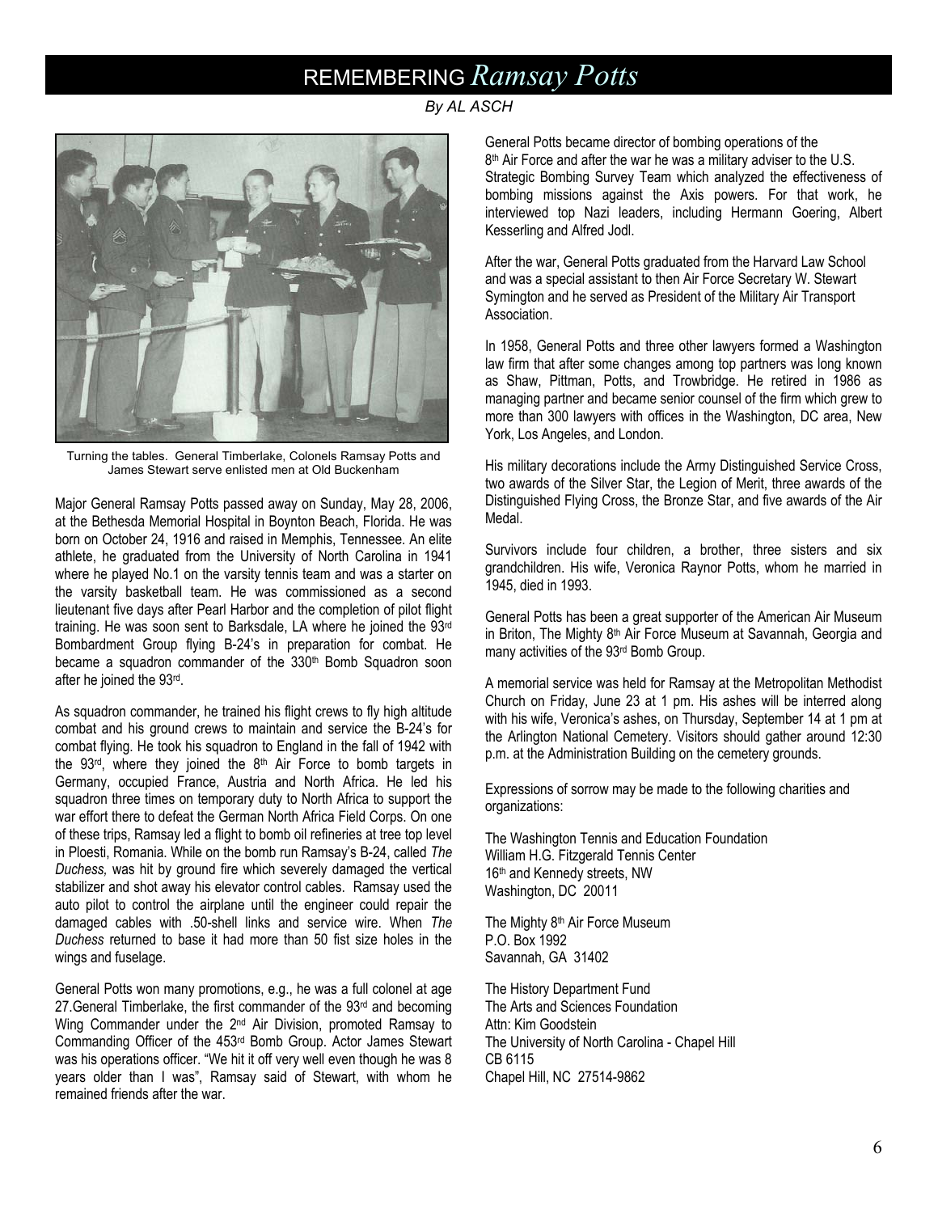# REMEMBERING *Ramsay Potts*

*By AL ASCH*

Turning the tables. General Timberlake, Colonels Ramsay Potts and James Stewart serve enlisted men at Old Buckenham

Major General Ramsay Potts passed away on Sunday, May 28, 2006, at the Bethesda Memorial Hospital in Boynton Beach, Florida. He was born on October 24, 1916 and raised in Memphis, Tennessee. An elite athlete, he graduated from the University of North Carolina in 1941 where he played No.1 on the varsity tennis team and was a starter on the varsity basketball team. He was commissioned as a second lieutenant five days after Pearl Harbor and the completion of pilot flight training. He was soon sent to Barksdale, LA where he joined the 93rd Bombardment Group flying B-24's in preparation for combat. He became a squadron commander of the 330th Bomb Squadron soon after he joined the 93rd.

As squadron commander, he trained his flight crews to fly high altitude combat and his ground crews to maintain and service the B-24's for combat flying. He took his squadron to England in the fall of 1942 with the 93rd, where they joined the 8th Air Force to bomb targets in Germany, occupied France, Austria and North Africa. He led his squadron three times on temporary duty to North Africa to support the war effort there to defeat the German North Africa Field Corps. On one of these trips, Ramsay led a flight to bomb oil refineries at tree top level in Ploesti, Romania. While on the bomb run Ramsay's B-24, called *The Duchess,* was hit by ground fire which severely damaged the vertical stabilizer and shot away his elevator control cables. Ramsay used the auto pilot to control the airplane until the engineer could repair the damaged cables with .50-shell links and service wire. When *The Duchess* returned to base it had more than 50 fist size holes in the wings and fuselage.

General Potts won many promotions, e.g., he was a full colonel at age 27.General Timberlake, the first commander of the 93rd and becoming Wing Commander under the 2nd Air Division, promoted Ramsay to Commanding Officer of the 453rd Bomb Group. Actor James Stewart was his operations officer. "We hit it off very well even though he was 8 years older than I was", Ramsay said of Stewart, with whom he remained friends after the war.

General Potts became director of bombing operations of the 8th Air Force and after the war he was a military adviser to the U.S. Strategic Bombing Survey Team which analyzed the effectiveness of bombing missions against the Axis powers. For that work, he interviewed top Nazi leaders, including Hermann Goering, Albert Kesserling and Alfred Jodl.

After the war, General Potts graduated from the Harvard Law School and was a special assistant to then Air Force Secretary W. Stewart Symington and he served as President of the Military Air Transport Association.

In 1958, General Potts and three other lawyers formed a Washington law firm that after some changes among top partners was long known as Shaw, Pittman, Potts, and Trowbridge. He retired in 1986 as managing partner and became senior counsel of the firm which grew to more than 300 lawyers with offices in the Washington, DC area, New York, Los Angeles, and London.

His military decorations include the Army Distinguished Service Cross, two awards of the Silver Star, the Legion of Merit, three awards of the Distinguished Flying Cross, the Bronze Star, and five awards of the Air Medal.

Survivors include four children, a brother, three sisters and six grandchildren. His wife, Veronica Raynor Potts, whom he married in 1945, died in 1993.

General Potts has been a great supporter of the American Air Museum in Briton, The Mighty 8th Air Force Museum at Savannah, Georgia and many activities of the 93rd Bomb Group.

A memorial service was held for Ramsay at the Metropolitan Methodist Church on Friday, June 23 at 1 pm. His ashes will be interred along with his wife, Veronica's ashes, on Thursday, September 14 at 1 pm at the Arlington National Cemetery. Visitors should gather around 12:30 p.m. at the Administration Building on the cemetery grounds.

Expressions of sorrow may be made to the following charities and organizations:

The Washington Tennis and Education Foundation
William H.G. Fitzgerald Tennis Center
16th and Kennedy streets, NW
Washington, DC 20011

The Mighty 8th Air Force Museum
P.O. Box 1992
Savannah, GA 31402

The History Department Fund
The Arts and Sciences Foundation
Attn: Kim Goodstein
The University of North Carolina - Chapel Hill
CB 6115
Chapel Hill, NC 27514-9862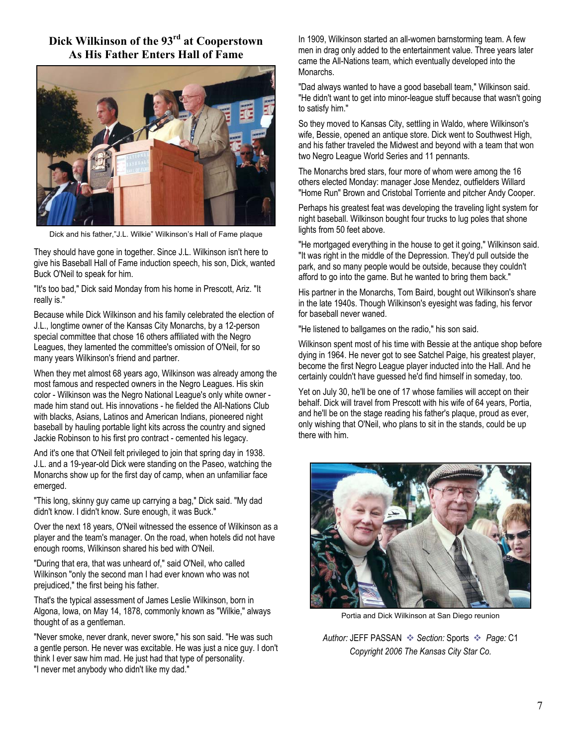## Dick Wilkinson of the 93[rd] at Cooperstown As His Father Enters Hall of Fame

Dick and his father,"J.L. Wilkie" Wilkinson's Hall of Fame plaque

They should have gone in together. Since J.L. Wilkinson isn't here to give his Baseball Hall of Fame induction speech, his son, Dick, wanted Buck O'Neil to speak for him.

"It's too bad," Dick said Monday from his home in Prescott, Ariz. "It really is."

Because while Dick Wilkinson and his family celebrated the election of J.L., longtime owner of the Kansas City Monarchs, by a 12-person special committee that chose 16 others affiliated with the Negro Leagues, they lamented the committee's omission of O'Neil, for so many years Wilkinson's friend and partner.

When they met almost 68 years ago, Wilkinson was already among the most famous and respected owners in the Negro Leagues. His skin color - Wilkinson was the Negro National League's only white owner - made him stand out. His innovations - he fielded the All-Nations Club with blacks, Asians, Latinos and American Indians, pioneered night baseball by hauling portable light kits across the country and signed Jackie Robinson to his first pro contract - cemented his legacy.

And it's one that O'Neil felt privileged to join that spring day in 1938. J.L. and a 19-year-old Dick were standing on the Paseo, watching the Monarchs show up for the first day of camp, when an unfamiliar face emerged.

"This long, skinny guy came up carrying a bag," Dick said. "My dad didn't know. I didn't know. Sure enough, it was Buck."

Over the next 18 years, O'Neil witnessed the essence of Wilkinson as a player and the team's manager. On the road, when hotels did not have enough rooms, Wilkinson shared his bed with O'Neil.

"During that era, that was unheard of," said O'Neil, who called Wilkinson "only the second man I had ever known who was not prejudiced," the first being his father.

That's the typical assessment of James Leslie Wilkinson, born in Algona, Iowa, on May 14, 1878, commonly known as "Wilkie," always thought of as a gentleman.

"Never smoke, never drank, never swore," his son said. "He was such a gentle person. He never was excitable. He was just a nice guy. I don't think I ever saw him mad. He just had that type of personality. "I never met anybody who didn't like my dad."

In 1909, Wilkinson started an all-women barnstorming team. A few men in drag only added to the entertainment value. Three years later came the All-Nations team, which eventually developed into the Monarchs.

"Dad always wanted to have a good baseball team," Wilkinson said. "He didn't want to get into minor-league stuff because that wasn't going to satisfy him."

So they moved to Kansas City, settling in Waldo, where Wilkinson's wife, Bessie, opened an antique store. Dick went to Southwest High, and his father traveled the Midwest and beyond with a team that won two Negro League World Series and 11 pennants.

The Monarchs bred stars, four more of whom were among the 16 others elected Monday: manager Jose Mendez, outfielders Willard "Home Run" Brown and Cristobal Torriente and pitcher Andy Cooper.

Perhaps his greatest feat was developing the traveling light system for night baseball. Wilkinson bought four trucks to lug poles that shone lights from 50 feet above.

"He mortgaged everything in the house to get it going," Wilkinson said. "It was right in the middle of the Depression. They'd pull outside the park, and so many people would be outside, because they couldn't afford to go into the game. But he wanted to bring them back."

His partner in the Monarchs, Tom Baird, bought out Wilkinson's share in the late 1940s. Though Wilkinson's eyesight was fading, his fervor for baseball never waned.

"He listened to ballgames on the radio," his son said.

Wilkinson spent most of his time with Bessie at the antique shop before dying in 1964. He never got to see Satchel Paige, his greatest player, become the first Negro League player inducted into the Hall. And he certainly couldn't have guessed he'd find himself in someday, too.

Yet on July 30, he'll be one of 17 whose families will accept on their behalf. Dick will travel from Prescott with his wife of 64 years, Portia, and he'll be on the stage reading his father's plaque, proud as ever, only wishing that O'Neil, who plans to sit in the stands, could be up there with him.

Portia and Dick Wilkinson at San Diego reunion

*Author:* JEFF PASSAN ❖ *Section:* Sports ❖ *Page:* C1
*Copyright 2006 The Kansas City Star Co.*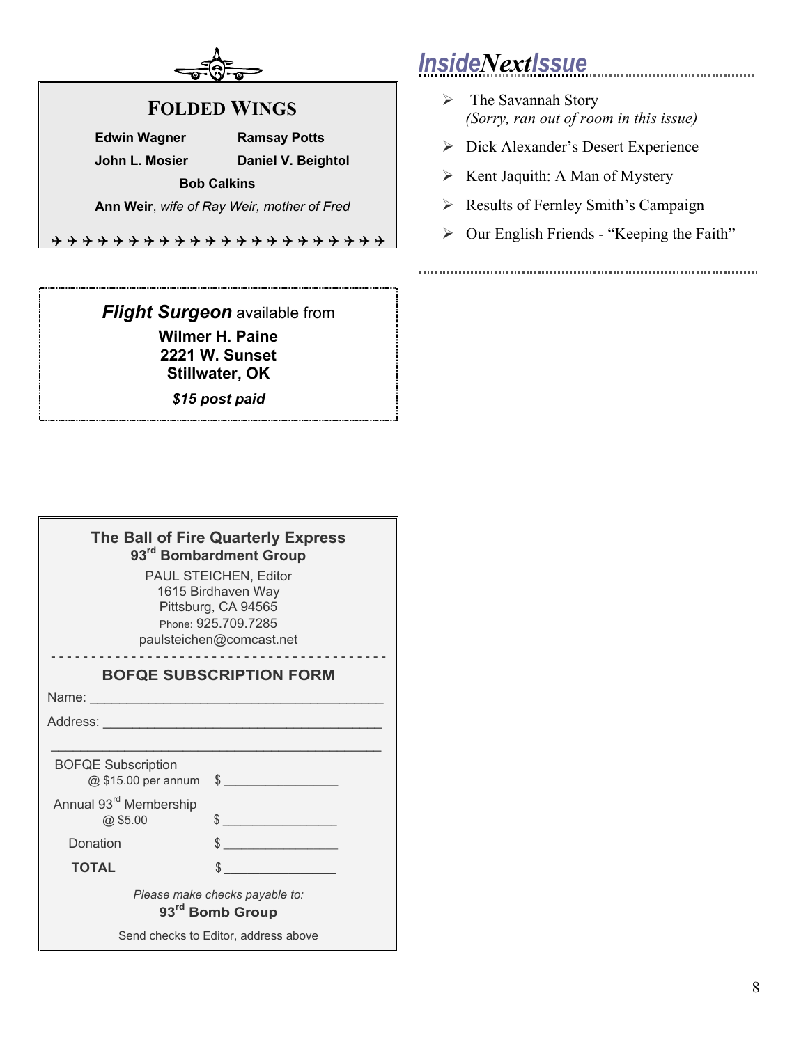## FOLDED WINGS

**Edwin Wagner** | **Ramsay Potts**

**John L. Mosier** | **Daniel V. Beightol**

**Bob Calkins**

**Ann Weir**, *wife of Ray Weir, mother of Fred*

---

***Flight Surgeon*** available from

**Wilmer H. Paine**
**2221 W. Sunset**
**Stillwater, OK**

***$15 post paid***

---

## Inside Next Issue

- The Savannah Story
  *(Sorry, ran out of room in this issue)*
- Dick Alexander's Desert Experience
- Kent Jaquith: A Man of Mystery
- Results of Fernley Smith's Campaign
- Our English Friends - "Keeping the Faith"

---

### The Ball of Fire Quarterly Express
### 93rd Bombardment Group

PAUL STEICHEN, Editor
1615 Birdhaven Way
Pittsburg, CA 94565
Phone: 925.709.7285
paulsteichen@comcast.net

### BOFQE SUBSCRIPTION FORM

Name: ______________________________________

Address: ____________________________________

_____________________________________________

BOFQE Subscription @ $15.00 per annum $ ________________

Annual 93rd Membership @ $5.00 $ ________________

Donation $ ________________

**TOTAL** $ ________________

*Please make checks payable to:*
**93rd Bomb Group**

Send checks to Editor, address above